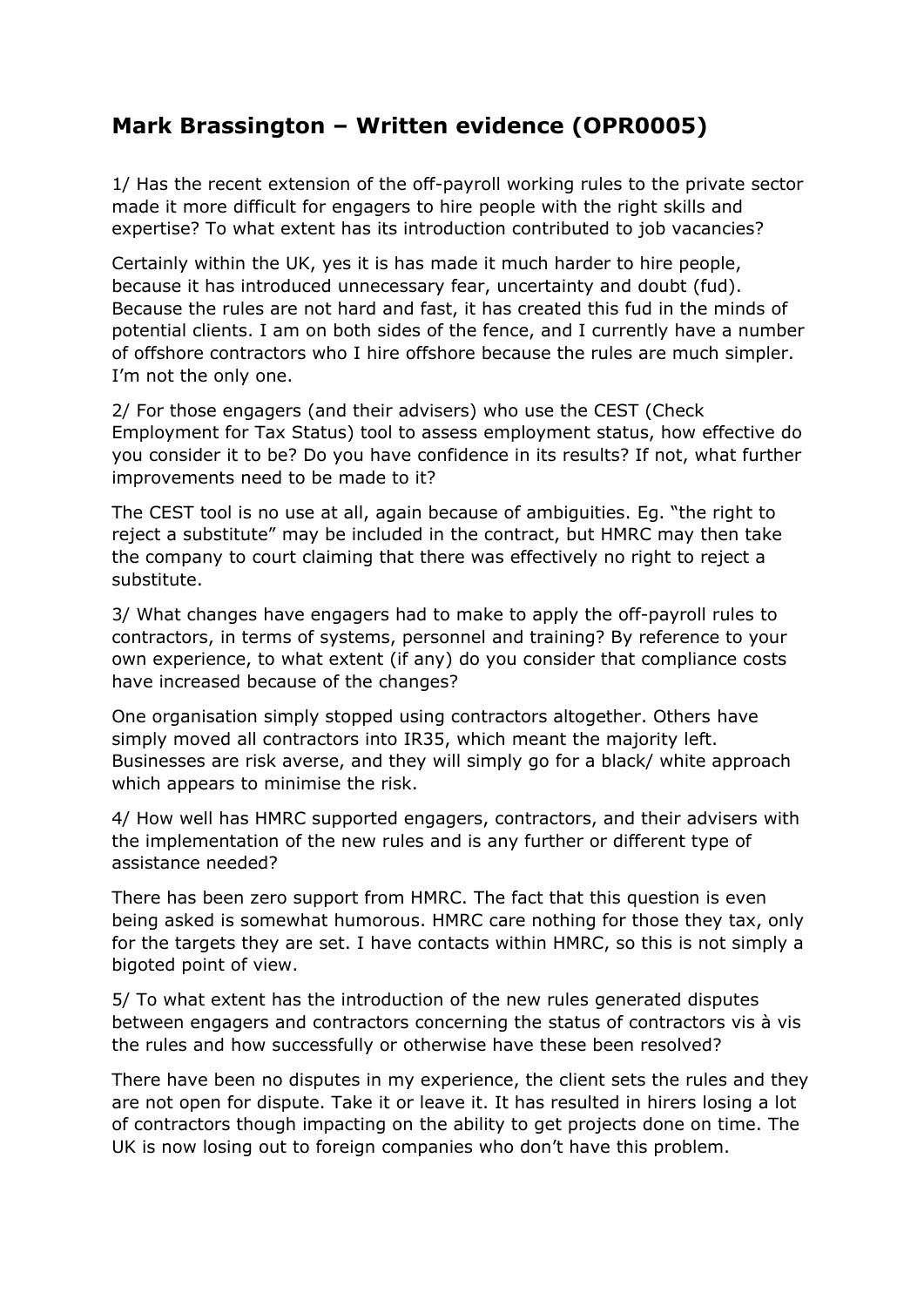## Mark Brassington – Written evidence (OPR0005)

1/ Has the recent extension of the off-payroll working rules to the private sector made it more difficult for engagers to hire people with the right skills and expertise? To what extent has its introduction contributed to job vacancies?

Certainly within the UK, yes it is has made it much harder to hire people, because it has introduced unnecessary fear, uncertainty and doubt (fud). Because the rules are not hard and fast, it has created this fud in the minds of potential clients. I am on both sides of the fence, and I currently have a number of offshore contractors who I hire offshore because the rules are much simpler. I'm not the only one.

2/ For those engagers (and their advisers) who use the CEST (Check Employment for Tax Status) tool to assess employment status, how effective do you consider it to be? Do you have confidence in its results? If not, what further improvements need to be made to it?

The CEST tool is no use at all, again because of ambiguities. Eg. "the right to reject a substitute" may be included in the contract, but HMRC may then take the company to court claiming that there was effectively no right to reject a substitute.

3/ What changes have engagers had to make to apply the off-payroll rules to contractors, in terms of systems, personnel and training? By reference to your own experience, to what extent (if any) do you consider that compliance costs have increased because of the changes?

One organisation simply stopped using contractors altogether. Others have simply moved all contractors into IR35, which meant the majority left. Businesses are risk averse, and they will simply go for a black/ white approach which appears to minimise the risk.

4/ How well has HMRC supported engagers, contractors, and their advisers with the implementation of the new rules and is any further or different type of assistance needed?

There has been zero support from HMRC. The fact that this question is even being asked is somewhat humorous. HMRC care nothing for those they tax, only for the targets they are set. I have contacts within HMRC, so this is not simply a bigoted point of view.

5/ To what extent has the introduction of the new rules generated disputes between engagers and contractors concerning the status of contractors vis à vis the rules and how successfully or otherwise have these been resolved?

There have been no disputes in my experience, the client sets the rules and they are not open for dispute. Take it or leave it. It has resulted in hirers losing a lot of contractors though impacting on the ability to get projects done on time. The UK is now losing out to foreign companies who don't have this problem.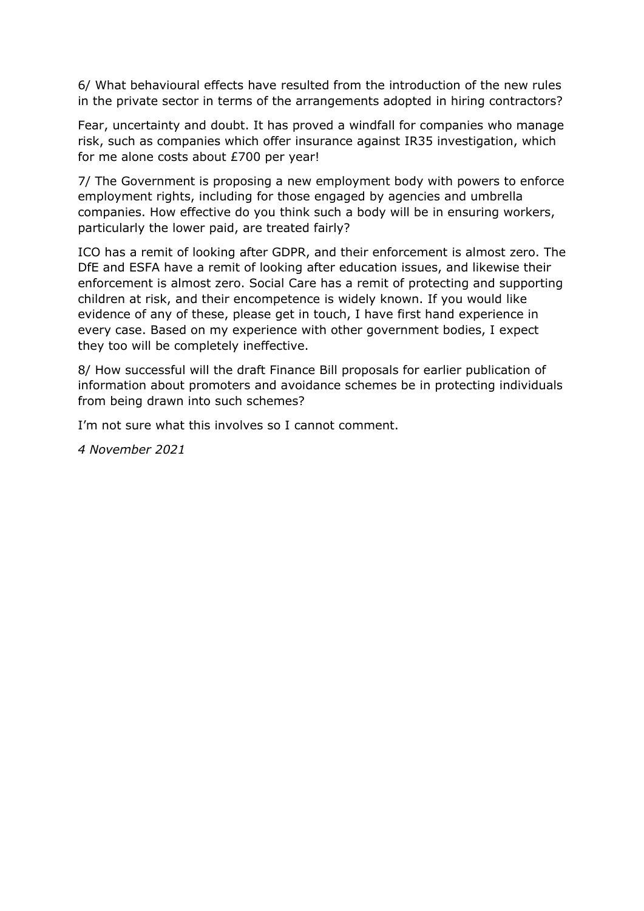6/ What behavioural effects have resulted from the introduction of the new rules in the private sector in terms of the arrangements adopted in hiring contractors?

Fear, uncertainty and doubt. It has proved a windfall for companies who manage risk, such as companies which offer insurance against IR35 investigation, which for me alone costs about £700 per year!

7/ The Government is proposing a new employment body with powers to enforce employment rights, including for those engaged by agencies and umbrella companies. How effective do you think such a body will be in ensuring workers, particularly the lower paid, are treated fairly?

ICO has a remit of looking after GDPR, and their enforcement is almost zero. The DfE and ESFA have a remit of looking after education issues, and likewise their enforcement is almost zero. Social Care has a remit of protecting and supporting children at risk, and their encompetence is widely known. If you would like evidence of any of these, please get in touch, I have first hand experience in every case. Based on my experience with other government bodies, I expect they too will be completely ineffective.

8/ How successful will the draft Finance Bill proposals for earlier publication of information about promoters and avoidance schemes be in protecting individuals from being drawn into such schemes?

I'm not sure what this involves so I cannot comment.

*4 November 2021*